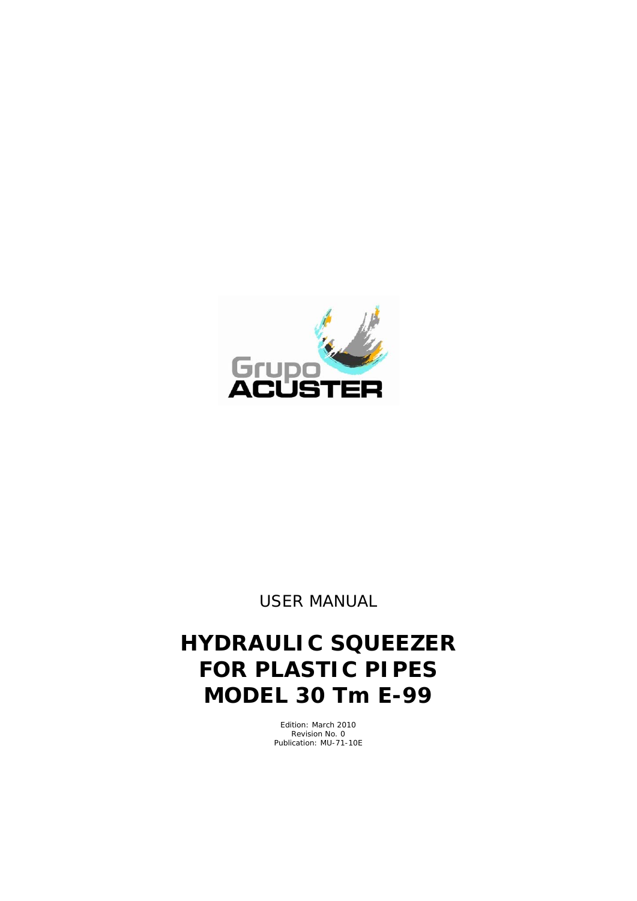Grupo ACUSTER

USER MANUAL

# HYDRAULIC SQUEEZER FOR PLASTIC PIPES MODEL 30 Tm E-99

Edition: March 2010
Revision No. 0
Publication: MU-71-10E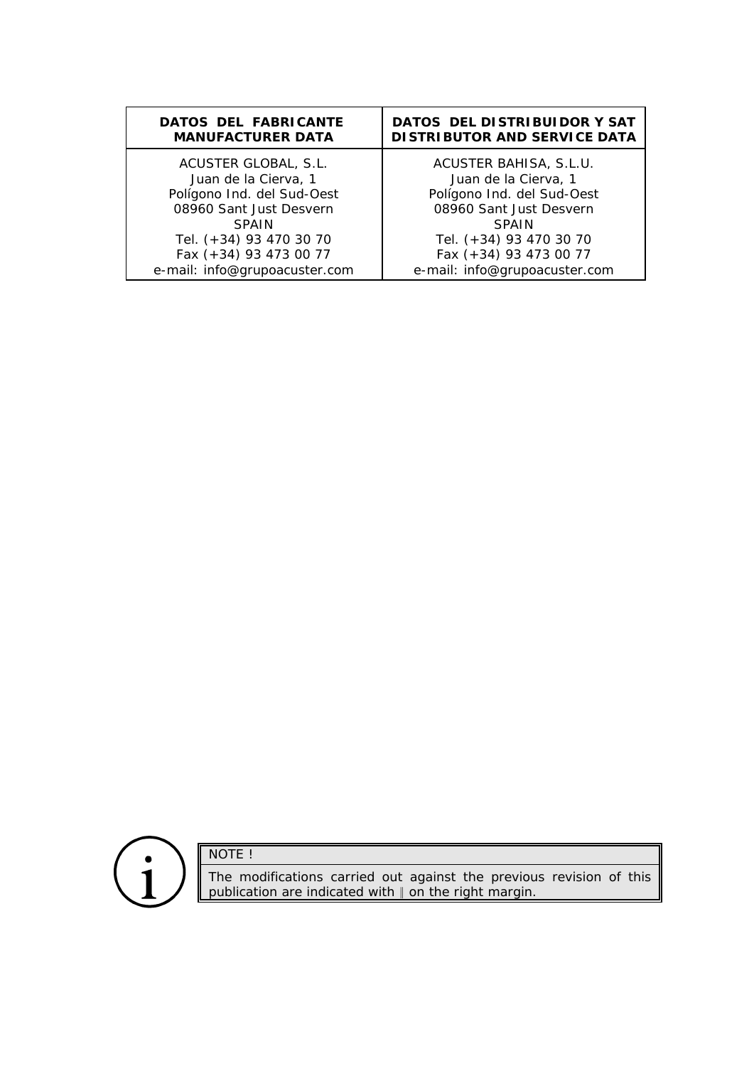| DATOS DEL FABRICANTE<br>MANUFACTURER DATA | DATOS DEL DISTRIBUIDOR Y SAT<br>DISTRIBUTOR AND SERVICE DATA |
|---|---|
| ACUSTER GLOBAL, S.L.<br>Juan de la Cierva, 1<br>Polígono Ind. del Sud-Oest<br>08960 Sant Just Desvern<br>SPAIN<br>Tel. (+34) 93 470 30 70<br>Fax (+34) 93 473 00 77<br>e-mail: info@grupoacuster.com | ACUSTER BAHISA, S.L.U.<br>Juan de la Cierva, 1<br>Polígono Ind. del Sud-Oest<br>08960 Sant Just Desvern<br>SPAIN<br>Tel. (+34) 93 470 30 70<br>Fax (+34) 93 473 00 77<br>e-mail: info@grupoacuster.com |

> NOTE !
>
> The modifications carried out against the previous revision of this publication are indicated with ‖ on the right margin.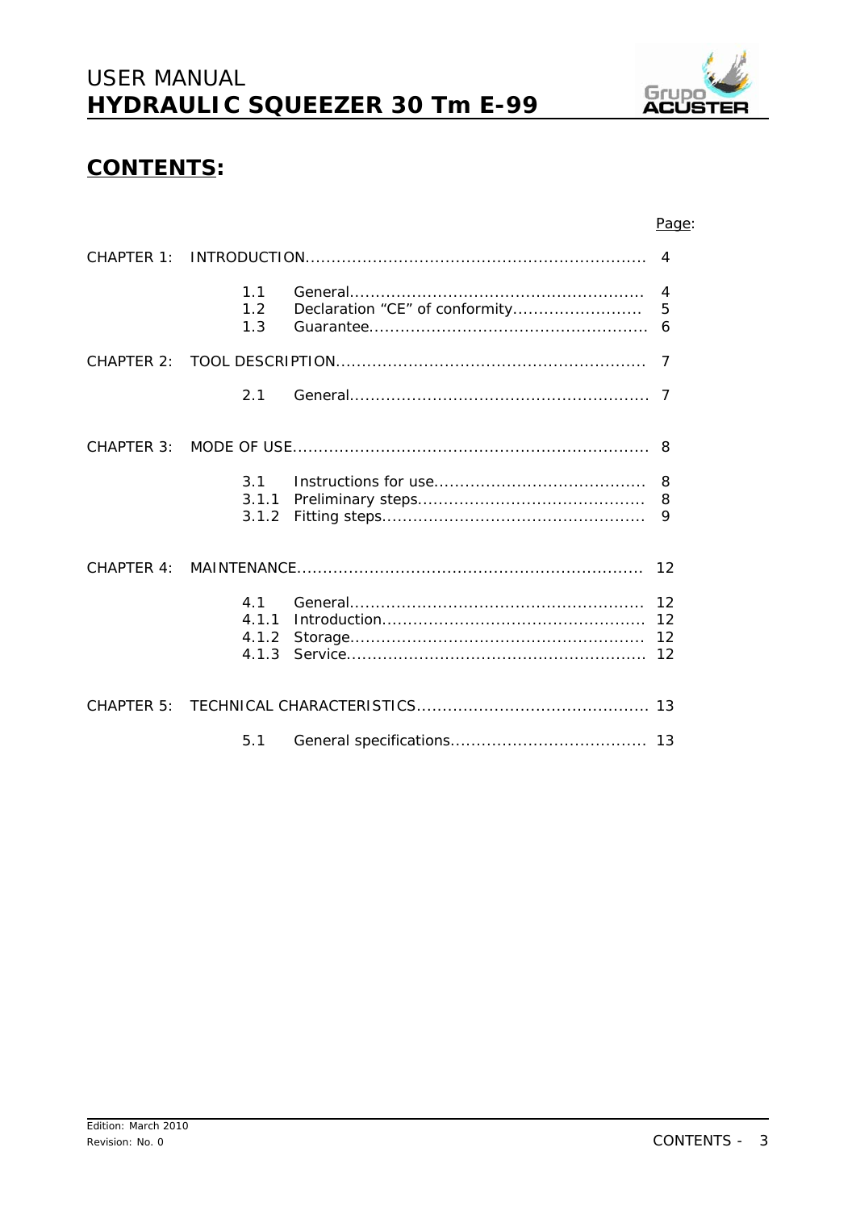# CONTENTS:

| | | | Page: |
|---|---|---|---|
| CHAPTER 1: | INTRODUCTION | | 4 |
| | 1.1 | General | 4 |
| | 1.2 | Declaration "CE" of conformity | 5 |
| | 1.3 | Guarantee | 6 |
| CHAPTER 2: | TOOL DESCRIPTION | | 7 |
| | 2.1 | General | 7 |
| CHAPTER 3: | MODE OF USE | | 8 |
| | 3.1 | Instructions for use | 8 |
| | 3.1.1 | Preliminary steps | 8 |
| | 3.1.2 | Fitting steps | 9 |
| CHAPTER 4: | MAINTENANCE | | 12 |
| | 4.1 | General | 12 |
| | 4.1.1 | Introduction | 12 |
| | 4.1.2 | Storage | 12 |
| | 4.1.3 | Service | 12 |
| CHAPTER 5: | TECHNICAL CHARACTERISTICS | | 13 |
| | 5.1 | General specifications | 13 |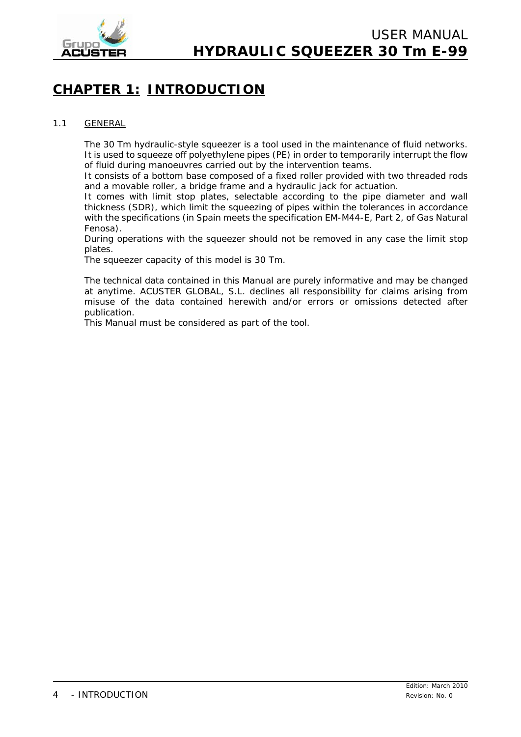# CHAPTER 1: INTRODUCTION

## 1.1 GENERAL

The 30 Tm hydraulic-style squeezer is a tool used in the maintenance of fluid networks. It is used to squeeze off polyethylene pipes (PE) in order to temporarily interrupt the flow of fluid during manoeuvres carried out by the intervention teams.

It consists of a bottom base composed of a fixed roller provided with two threaded rods and a movable roller, a bridge frame and a hydraulic jack for actuation.

It comes with limit stop plates, selectable according to the pipe diameter and wall thickness (SDR), which limit the squeezing of pipes within the tolerances in accordance with the specifications (in Spain meets the specification EM-M44-E, Part 2, of Gas Natural Fenosa).

During operations with the squeezer should not be removed in any case the limit stop plates.

The squeezer capacity of this model is 30 Tm.

The technical data contained in this Manual are purely informative and may be changed at anytime. ACUSTER GLOBAL, S.L. declines all responsibility for claims arising from misuse of the data contained herewith and/or errors or omissions detected after publication.

This Manual must be considered as part of the tool.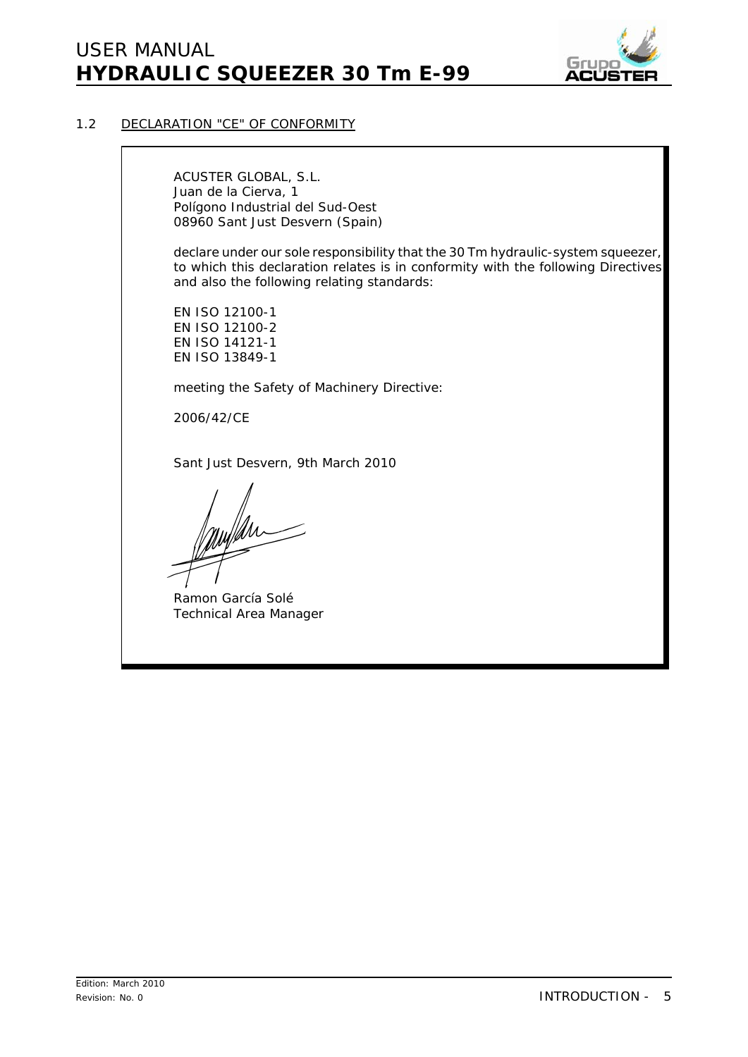## 1.2 DECLARATION "CE" OF CONFORMITY

ACUSTER GLOBAL, S.L.
Juan de la Cierva, 1
Polígono Industrial del Sud-Oest
08960 Sant Just Desvern (Spain)

declare under our sole responsibility that the 30 Tm hydraulic-system squeezer, to which this declaration relates is in conformity with the following Directives and also the following relating standards:

EN ISO 12100-1
EN ISO 12100-2
EN ISO 14121-1
EN ISO 13849-1

meeting the Safety of Machinery Directive:

2006/42/CE

Sant Just Desvern, 9th March 2010

Ramon García Solé
Technical Area Manager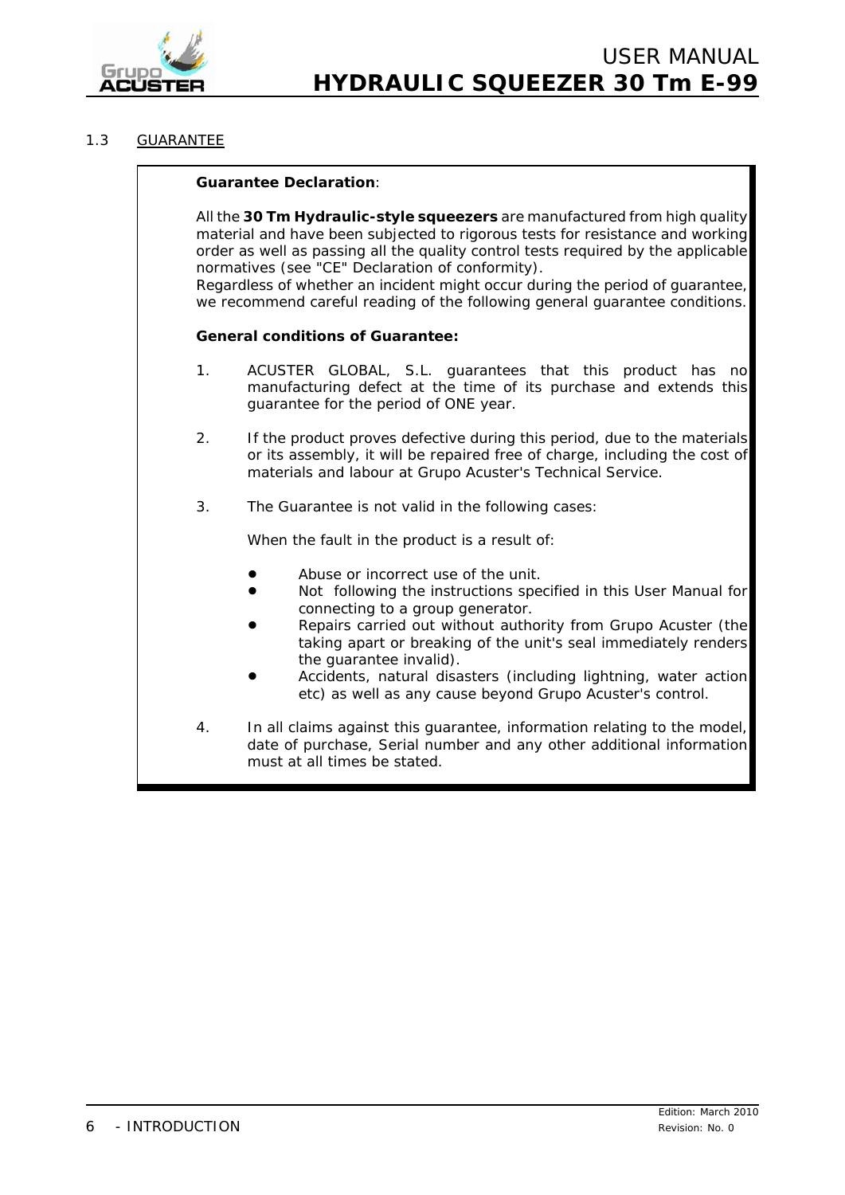## 1.3 GUARANTEE

**Guarantee Declaration**:

All the **30 Tm Hydraulic-style squeezers** are manufactured from high quality material and have been subjected to rigorous tests for resistance and working order as well as passing all the quality control tests required by the applicable normatives (see "CE" Declaration of conformity).
Regardless of whether an incident might occur during the period of guarantee, we recommend careful reading of the following general guarantee conditions.

**General conditions of Guarantee:**

1. ACUSTER GLOBAL, S.L. guarantees that this product has no manufacturing defect at the time of its purchase and extends this guarantee for the period of ONE year.

2. If the product proves defective during this period, due to the materials or its assembly, it will be repaired free of charge, including the cost of materials and labour at Grupo Acuster's Technical Service.

3. The Guarantee is not valid in the following cases:

   When the fault in the product is a result of:

   - Abuse or incorrect use of the unit.
   - Not following the instructions specified in this User Manual for connecting to a group generator.
   - Repairs carried out without authority from Grupo Acuster (the taking apart or breaking of the unit's seal immediately renders the guarantee invalid).
   - Accidents, natural disasters (including lightning, water action etc) as well as any cause beyond Grupo Acuster's control.

4. In all claims against this guarantee, information relating to the model, date of purchase, Serial number and any other additional information must at all times be stated.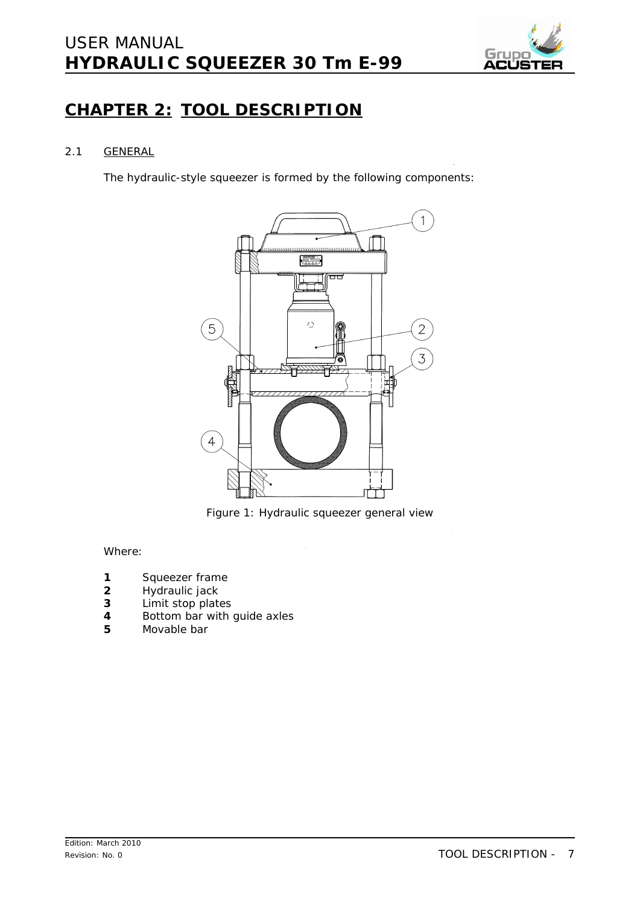# CHAPTER 2: TOOL DESCRIPTION

## 2.1 GENERAL

The hydraulic-style squeezer is formed by the following components:

Figure 1: Hydraulic squeezer general view

Where:

**1** Squeezer frame
**2** Hydraulic jack
**3** Limit stop plates
**4** Bottom bar with guide axles
**5** Movable bar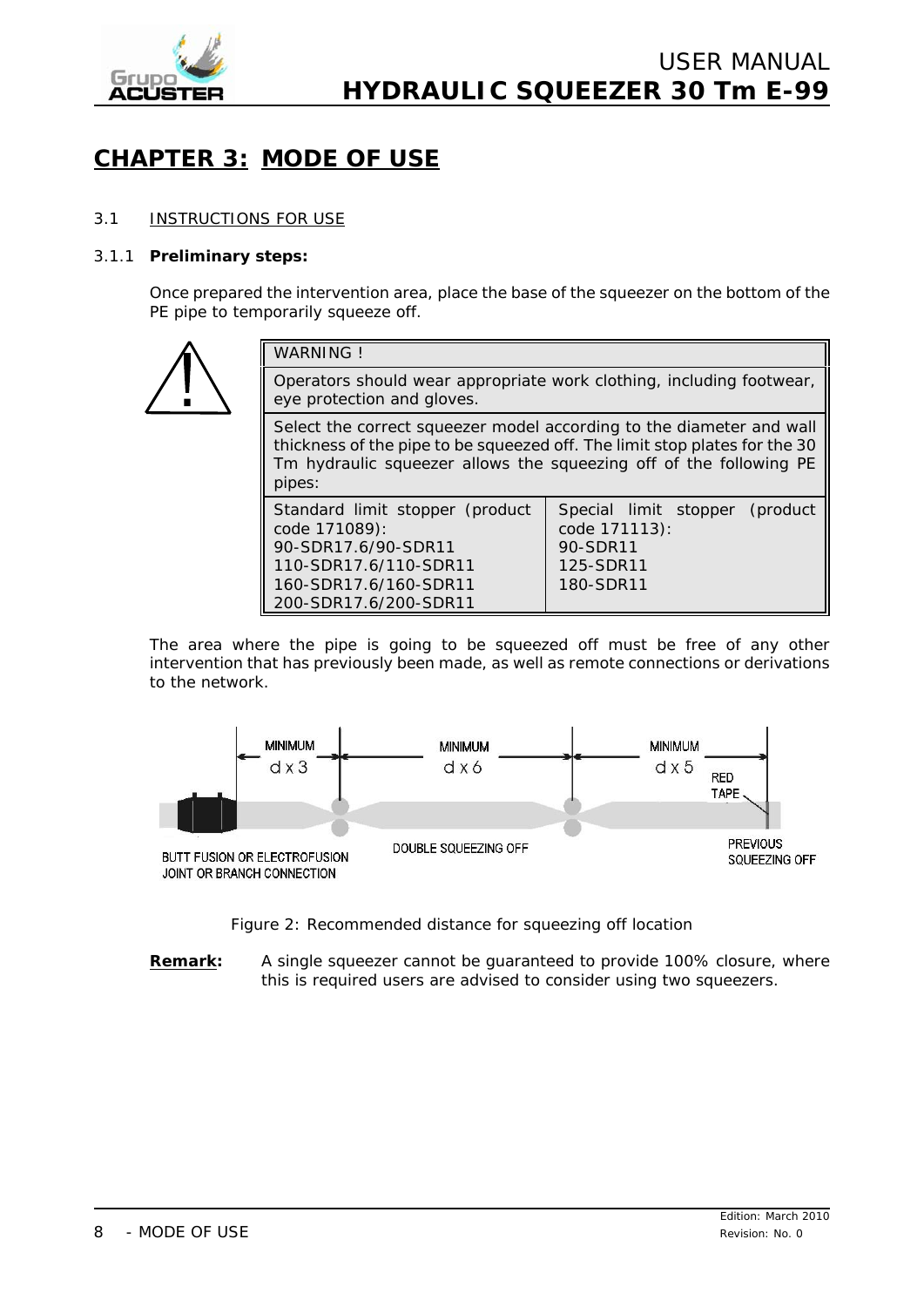# CHAPTER 3: MODE OF USE

## 3.1 INSTRUCTIONS FOR USE

### 3.1.1 Preliminary steps:

Once prepared the intervention area, place the base of the squeezer on the bottom of the PE pipe to temporarily squeeze off.

| WARNING ! | |
|---|---|
| Operators should wear appropriate work clothing, including footwear, eye protection and gloves. | |
| Select the correct squeezer model according to the diameter and wall thickness of the pipe to be squeezed off. The limit stop plates for the 30 Tm hydraulic squeezer allows the squeezing off of the following PE pipes: | |
| Standard limit stopper (product code 171089):<br>90-SDR17.6/90-SDR11<br>110-SDR17.6/110-SDR11<br>160-SDR17.6/160-SDR11<br>200-SDR17.6/200-SDR11 | Special limit stopper (product code 171113):<br>90-SDR11<br>125-SDR11<br>180-SDR11 |

The area where the pipe is going to be squeezed off must be free of any other intervention that has previously been made, as well as remote connections or derivations to the network.

MINIMUM d x 3 | MINIMUM d x 6 | MINIMUM d x 5 | RED TAPE

BUTT FUSION OR ELECTROFUSION JOINT OR BRANCH CONNECTION | DOUBLE SQUEEZING OFF | PREVIOUS SQUEEZING OFF

Figure 2: Recommended distance for squeezing off location

**Remark:** A single squeezer cannot be guaranteed to provide 100% closure, where this is required users are advised to consider using two squeezers.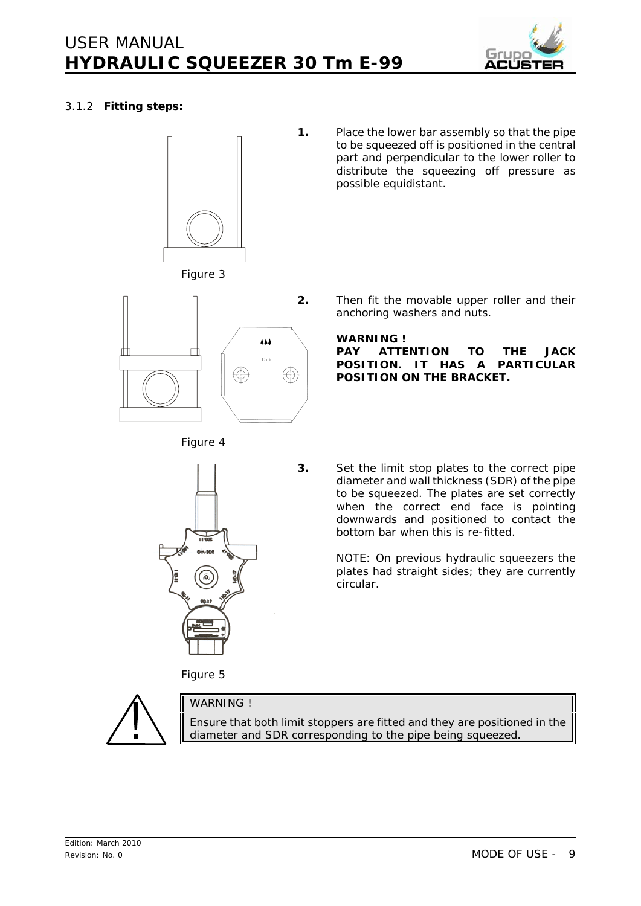### 3.1.2 Fitting steps:

Figure 3

1. Place the lower bar assembly so that the pipe to be squeezed off is positioned in the central part and perpendicular to the lower roller to distribute the squeezing off pressure as possible equidistant.

Figure 4

2. Then fit the movable upper roller and their anchoring washers and nuts.

   **WARNING !**
   **PAY ATTENTION TO THE JACK POSITION. IT HAS A PARTICULAR POSITION ON THE BRACKET.**

Figure 5

3. Set the limit stop plates to the correct pipe diameter and wall thickness (SDR) of the pipe to be squeezed. The plates are set correctly when the correct end face is pointing downwards and positioned to contact the bottom bar when this is re-fitted.

   NOTE: On previous hydraulic squeezers the plates had straight sides; they are currently circular.

| WARNING ! |
|---|
| Ensure that both limit stoppers are fitted and they are positioned in the diameter and SDR corresponding to the pipe being squeezed. |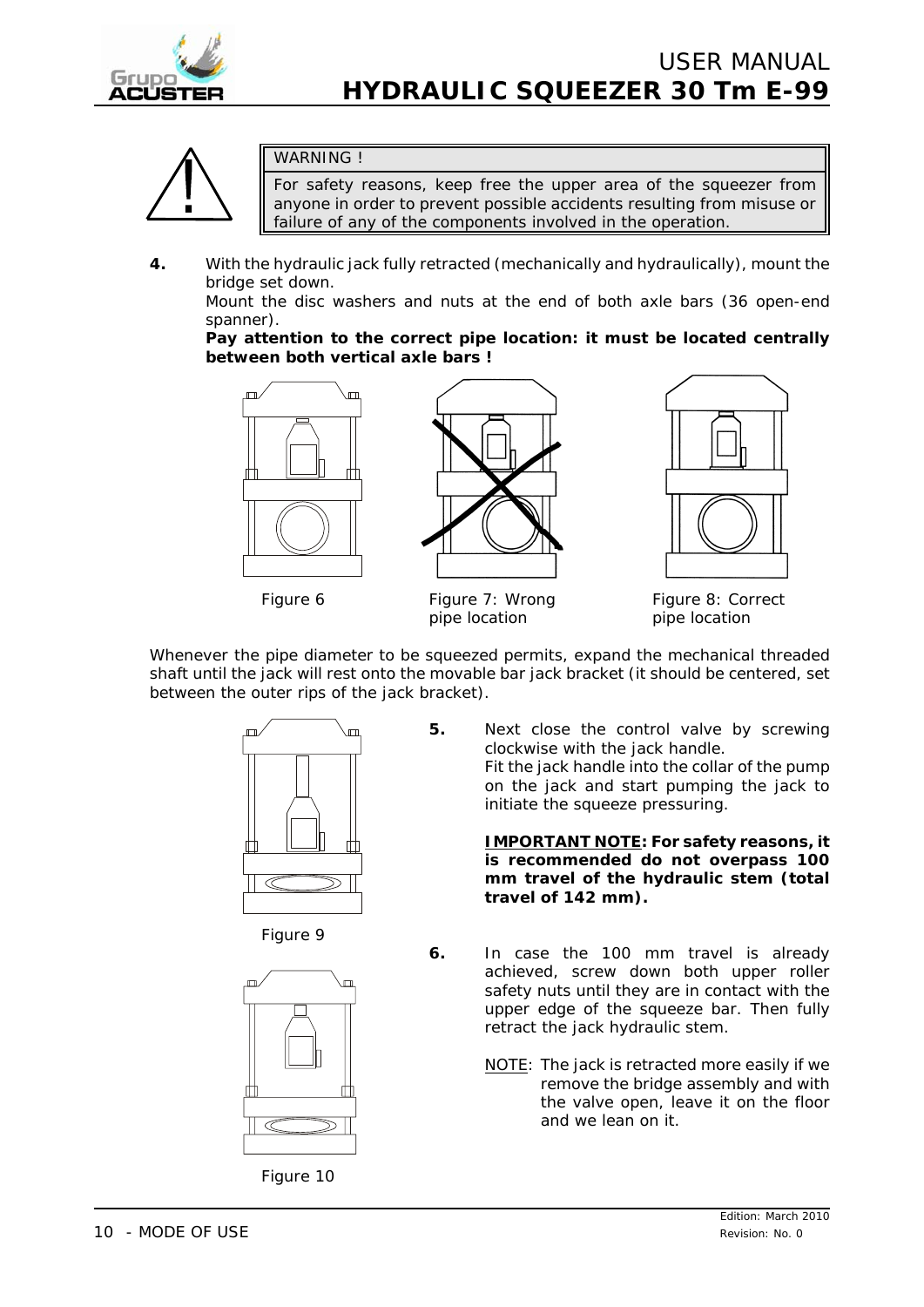> **WARNING !**
>
> For safety reasons, keep free the upper area of the squeezer from anyone in order to prevent possible accidents resulting from misuse or failure of any of the components involved in the operation.

**4.** With the hydraulic jack fully retracted (mechanically and hydraulically), mount the bridge set down.

Mount the disc washers and nuts at the end of both axle bars (36 open-end spanner).

**Pay attention to the correct pipe location: it must be located centrally between both vertical axle bars !**

Figure 6

Figure 7: Wrong pipe location

Figure 8: Correct pipe location

Whenever the pipe diameter to be squeezed permits, expand the mechanical threaded shaft until the jack will rest onto the movable bar jack bracket (it should be centered, set between the outer rips of the jack bracket).

Figure 9

Figure 10

**5.** Next close the control valve by screwing clockwise with the jack handle.

Fit the jack handle into the collar of the pump on the jack and start pumping the jack to initiate the squeeze pressuring.

**<u>IMPORTANT NOTE</u>: For safety reasons, it is recommended do not overpass 100 mm travel of the hydraulic stem (total travel of 142 mm).**

**6.** In case the 100 mm travel is already achieved, screw down both upper roller safety nuts until they are in contact with the upper edge of the squeeze bar. Then fully retract the jack hydraulic stem.

<u>NOTE</u>: The jack is retracted more easily if we remove the bridge assembly and with the valve open, leave it on the floor and we lean on it.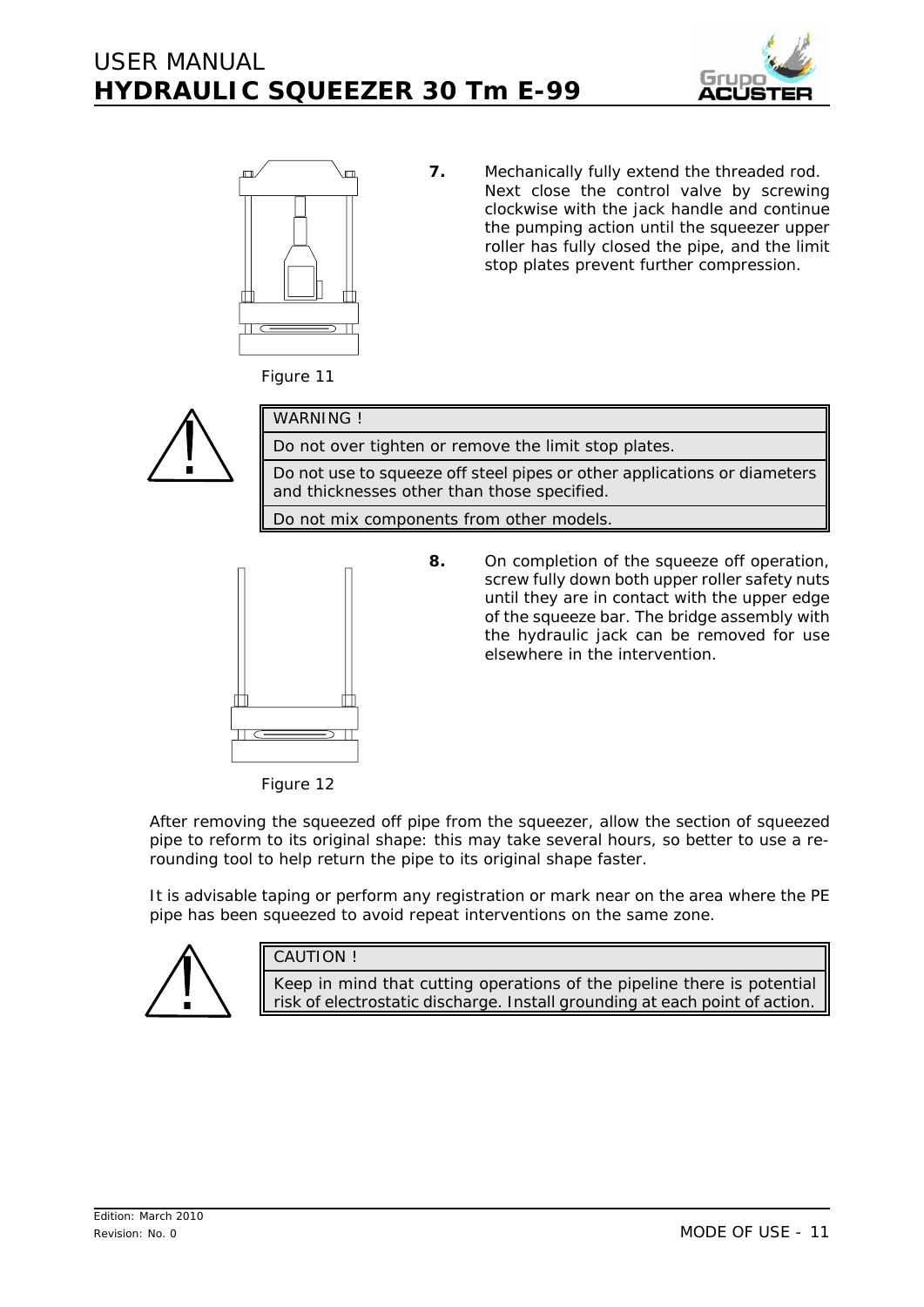Figure 11

**7.** Mechanically fully extend the threaded rod. Next close the control valve by screwing clockwise with the jack handle and continue the pumping action until the squeezer upper roller has fully closed the pipe, and the limit stop plates prevent further compression.

| WARNING ! |
| --- |
| Do not over tighten or remove the limit stop plates. |
| Do not use to squeeze off steel pipes or other applications or diameters and thicknesses other than those specified. |
| Do not mix components from other models. |

Figure 12

**8.** On completion of the squeeze off operation, screw fully down both upper roller safety nuts until they are in contact with the upper edge of the squeeze bar. The bridge assembly with the hydraulic jack can be removed for use elsewhere in the intervention.

After removing the squeezed off pipe from the squeezer, allow the section of squeezed pipe to reform to its original shape: this may take several hours, so better to use a re-rounding tool to help return the pipe to its original shape faster.

It is advisable taping or perform any registration or mark near on the area where the PE pipe has been squeezed to avoid repeat interventions on the same zone.

| CAUTION ! |
| --- |
| Keep in mind that cutting operations of the pipeline there is potential risk of electrostatic discharge. Install grounding at each point of action. |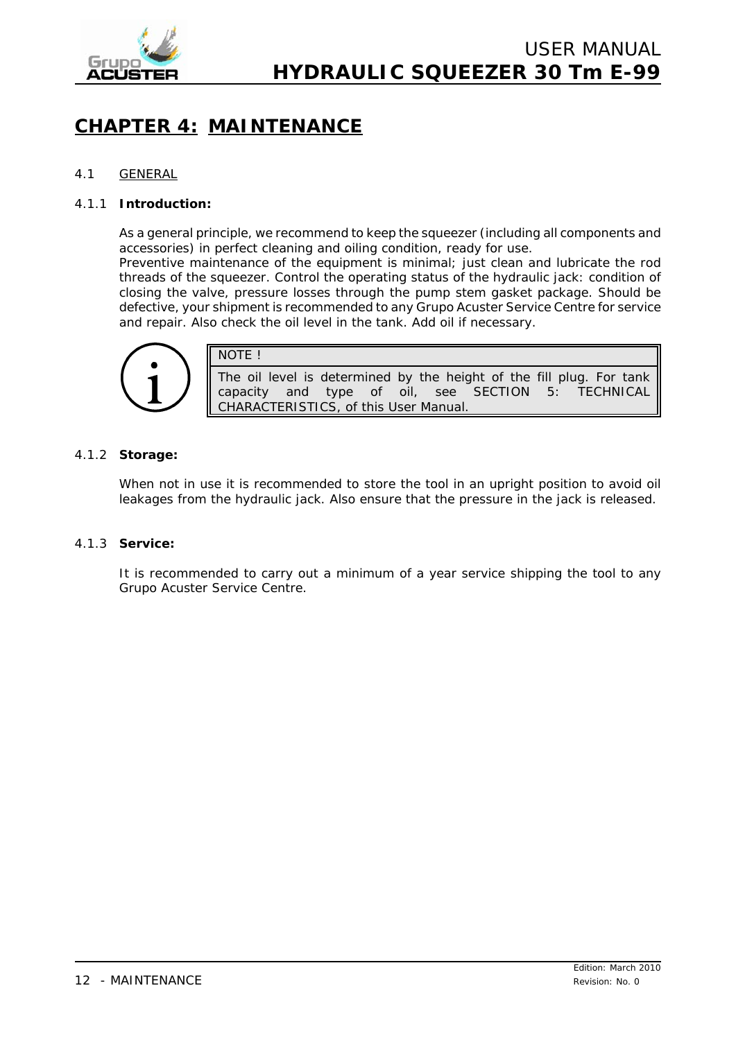# CHAPTER 4: MAINTENANCE

## 4.1 GENERAL

### 4.1.1 Introduction:

As a general principle, we recommend to keep the squeezer (including all components and accessories) in perfect cleaning and oiling condition, ready for use.
Preventive maintenance of the equipment is minimal; just clean and lubricate the rod threads of the squeezer. Control the operating status of the hydraulic jack: condition of closing the valve, pressure losses through the pump stem gasket package. Should be defective, your shipment is recommended to any Grupo Acuster Service Centre for service and repair. Also check the oil level in the tank. Add oil if necessary.

> NOTE !
>
> The oil level is determined by the height of the fill plug. For tank capacity and type of oil, see SECTION 5: TECHNICAL CHARACTERISTICS, of this User Manual.

### 4.1.2 Storage:

When not in use it is recommended to store the tool in an upright position to avoid oil leakages from the hydraulic jack. Also ensure that the pressure in the jack is released.

### 4.1.3 Service:

It is recommended to carry out a minimum of a year service shipping the tool to any Grupo Acuster Service Centre.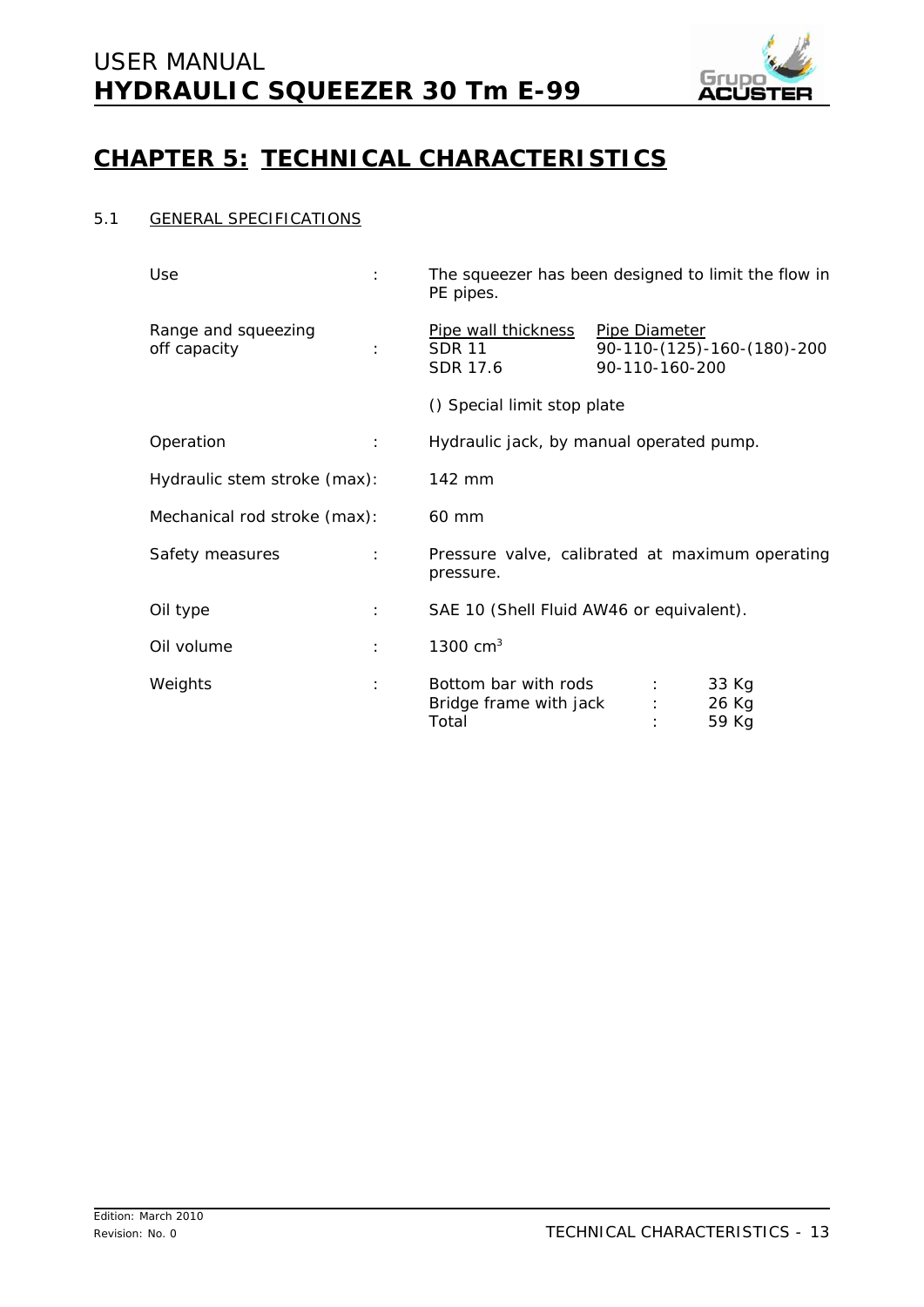# CHAPTER 5: TECHNICAL CHARACTERISTICS

## 5.1 GENERAL SPECIFICATIONS

| | | |
|---|---|---|
| Use | : | The squeezer has been designed to limit the flow in PE pipes. |
| Range and squeezing off capacity | : | Pipe wall thickness / Pipe Diameter<br>SDR 11 — 90-110-(125)-160-(180)-200<br>SDR 17.6 — 90-110-160-200<br><br>() Special limit stop plate |
| Operation | : | Hydraulic jack, by manual operated pump. |
| Hydraulic stem stroke (max) | : | 142 mm |
| Mechanical rod stroke (max) | : | 60 mm |
| Safety measures | : | Pressure valve, calibrated at maximum operating pressure. |
| Oil type | : | SAE 10 (Shell Fluid AW46 or equivalent). |
| Oil volume | : | 1300 cm$^3$ |
| Weights | : | Bottom bar with rods : 33 Kg<br>Bridge frame with jack : 26 Kg<br>Total : 59 Kg |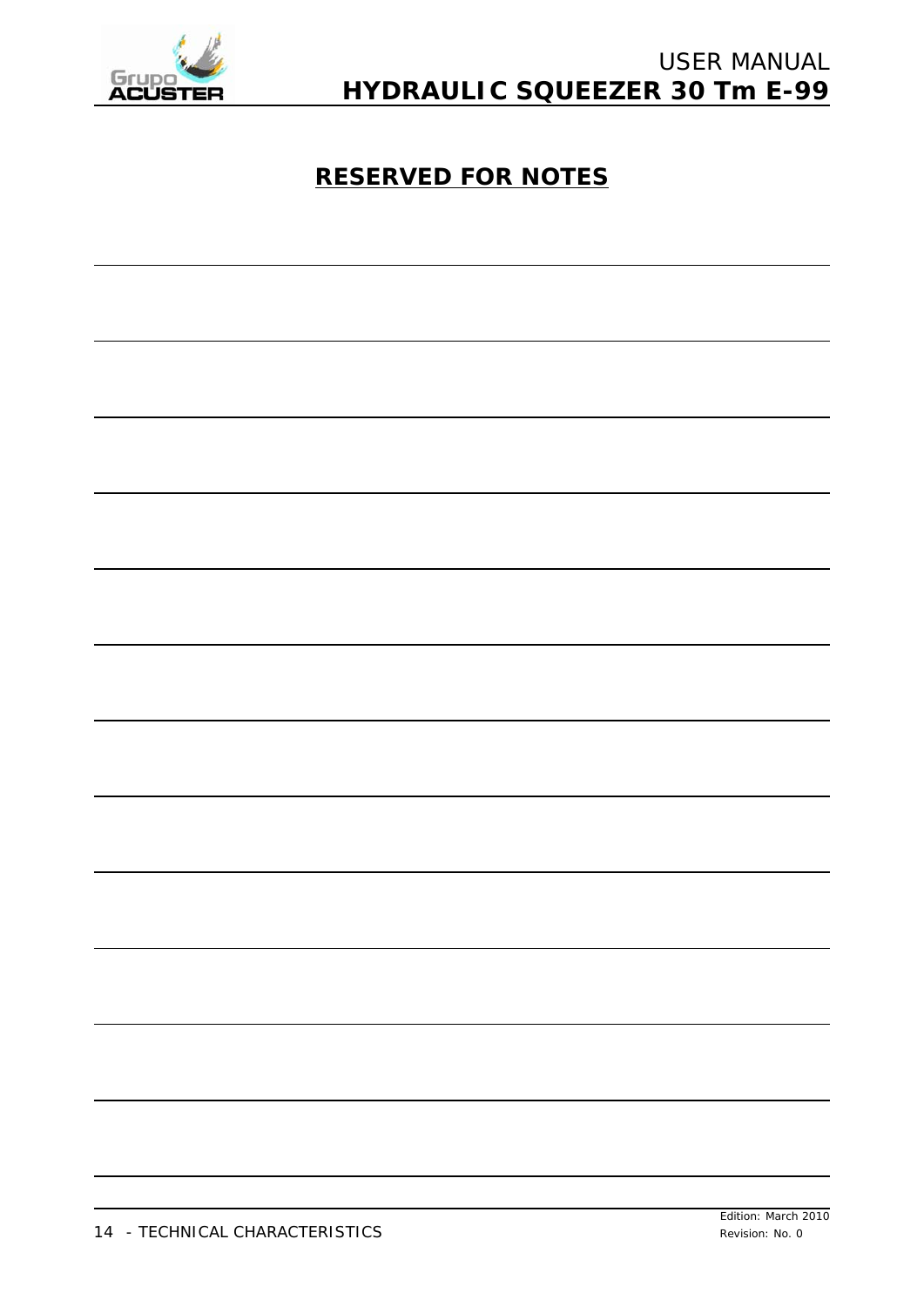## RESERVED FOR NOTES